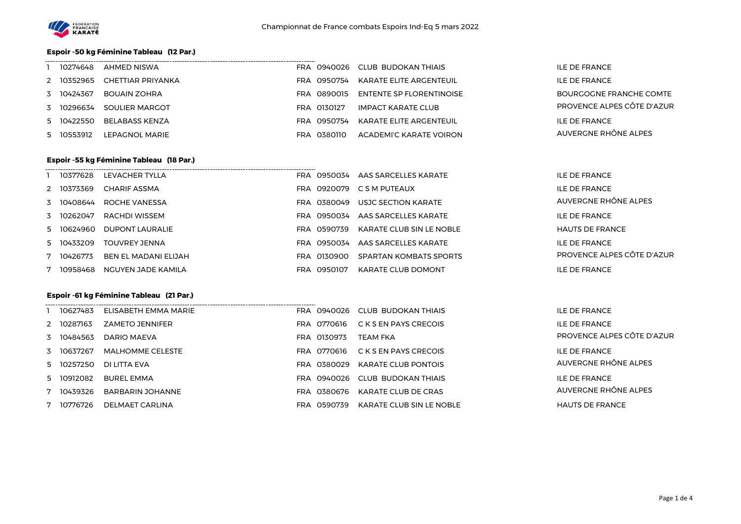# Championnat de France combats Espoirs Ind-Eq 5 mars 2022

### Espoir -50 kg Féminine Tableau (12 Par.)

| | | | | | | |
|---|---|---|---|---|---|---|
| 1 | 10274648 | AHMED NISWA | FRA | 0940026 | CLUB BUDOKAN THIAIS | ILE DE FRANCE |
| 2 | 10352965 | CHETTIAR PRIYANKA | FRA | 0950754 | KARATE ELITE ARGENTEUIL | ILE DE FRANCE |
| 3 | 10424367 | BOUAIN ZOHRA | FRA | 0890015 | ENTENTE SP FLORENTINOISE | BOURGOGNE FRANCHE COMTE |
| 3 | 10296634 | SOULIER MARGOT | FRA | 0130127 | IMPACT KARATE CLUB | PROVENCE ALPES CÔTE D'AZUR |
| 5 | 10422550 | BELABASS KENZA | FRA | 0950754 | KARATE ELITE ARGENTEUIL | ILE DE FRANCE |
| 5 | 10553912 | LEPAGNOL MARIE | FRA | 0380110 | ACADEMI'C KARATE VOIRON | AUVERGNE RHÔNE ALPES |

### Espoir -55 kg Féminine Tableau (18 Par.)

| | | | | | | |
|---|---|---|---|---|---|---|
| 1 | 10377628 | LEVACHER TYLLA | FRA | 0950034 | AAS SARCELLES KARATE | ILE DE FRANCE |
| 2 | 10373369 | CHARIF ASSMA | FRA | 0920079 | C S M PUTEAUX | ILE DE FRANCE |
| 3 | 10408644 | ROCHE VANESSA | FRA | 0380049 | USJC SECTION KARATE | AUVERGNE RHÔNE ALPES |
| 3 | 10262047 | RACHDI WISSEM | FRA | 0950034 | AAS SARCELLES KARATE | ILE DE FRANCE |
| 5 | 10624960 | DUPONT LAURALIE | FRA | 0590739 | KARATE CLUB SIN LE NOBLE | HAUTS DE FRANCE |
| 5 | 10433209 | TOUVREY JENNA | FRA | 0950034 | AAS SARCELLES KARATE | ILE DE FRANCE |
| 7 | 10426773 | BEN EL MADANI ELIJAH | FRA | 0130900 | SPARTAN KOMBATS SPORTS | PROVENCE ALPES CÔTE D'AZUR |
| 7 | 10958468 | NGUYEN JADE KAMILA | FRA | 0950107 | KARATE CLUB DOMONT | ILE DE FRANCE |

### Espoir -61 kg Féminine Tableau (21 Par.)

| | | | | | | |
|---|---|---|---|---|---|---|
| 1 | 10627483 | ELISABETH EMMA MARIE | FRA | 0940026 | CLUB BUDOKAN THIAIS | ILE DE FRANCE |
| 2 | 10287163 | ZAMETO JENNIFER | FRA | 0770616 | C K S EN PAYS CRECOIS | ILE DE FRANCE |
| 3 | 10484563 | DARIO MAEVA | FRA | 0130973 | TEAM FKA | PROVENCE ALPES CÔTE D'AZUR |
| 3 | 10637267 | MALHOMME CELESTE | FRA | 0770616 | C K S EN PAYS CRECOIS | ILE DE FRANCE |
| 5 | 10257250 | DI LITTA EVA | FRA | 0380029 | KARATE CLUB PONTOIS | AUVERGNE RHÔNE ALPES |
| 5 | 10912082 | BUREL EMMA | FRA | 0940026 | CLUB BUDOKAN THIAIS | ILE DE FRANCE |
| 7 | 10439326 | BARBARIN JOHANNE | FRA | 0380676 | KARATE CLUB DE CRAS | AUVERGNE RHÔNE ALPES |
| 7 | 10776726 | DELMAET CARLINA | FRA | 0590739 | KARATE CLUB SIN LE NOBLE | HAUTS DE FRANCE |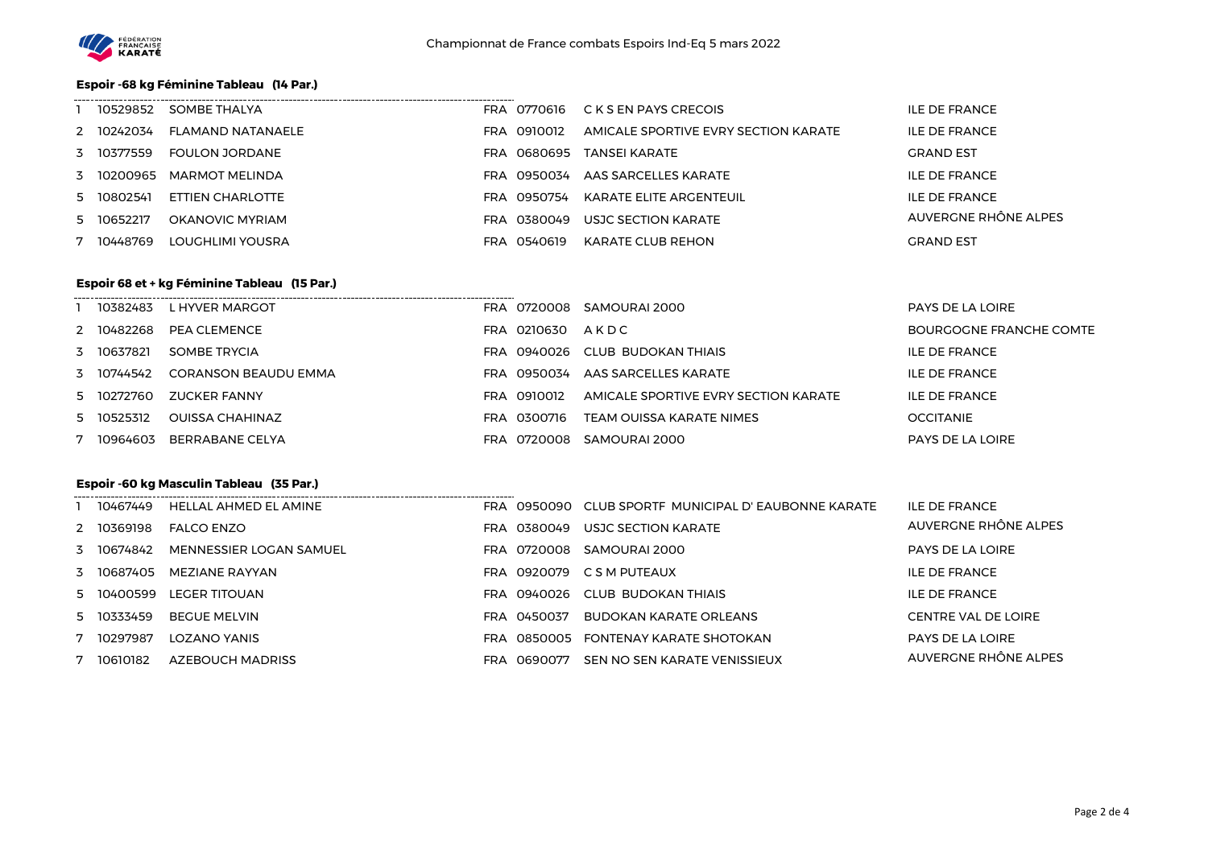# Championnat de France combats Espoirs Ind-Eq 5 mars 2022

### Espoir -68 kg Féminine Tableau (14 Par.)

| | | | | | | |
|---|---|---|---|---|---|---|
| 1 | 10529852 | SOMBE THALYA | FRA | 0770616 | C K S EN PAYS CRECOIS | ILE DE FRANCE |
| 2 | 10242034 | FLAMAND NATANAELE | FRA | 0910012 | AMICALE SPORTIVE EVRY SECTION KARATE | ILE DE FRANCE |
| 3 | 10377559 | FOULON JORDANE | FRA | 0680695 | TANSEI KARATE | GRAND EST |
| 3 | 10200965 | MARMOT MELINDA | FRA | 0950034 | AAS SARCELLES KARATE | ILE DE FRANCE |
| 5 | 10802541 | ETTIEN CHARLOTTE | FRA | 0950754 | KARATE ELITE ARGENTEUIL | ILE DE FRANCE |
| 5 | 10652217 | OKANOVIC MYRIAM | FRA | 0380049 | USJC SECTION KARATE | AUVERGNE RHÔNE ALPES |
| 7 | 10448769 | LOUGHLIMI YOUSRA | FRA | 0540619 | KARATE CLUB REHON | GRAND EST |

### Espoir 68 et + kg Féminine Tableau (15 Par.)

| | | | | | | |
|---|---|---|---|---|---|---|
| 1 | 10382483 | L HYVER MARGOT | FRA | 0720008 | SAMOURAI 2000 | PAYS DE LA LOIRE |
| 2 | 10482268 | PEA CLEMENCE | FRA | 0210630 | A K D C | BOURGOGNE FRANCHE COMTE |
| 3 | 10637821 | SOMBE TRYCIA | FRA | 0940026 | CLUB BUDOKAN THIAIS | ILE DE FRANCE |
| 3 | 10744542 | CORANSON BEAUDU EMMA | FRA | 0950034 | AAS SARCELLES KARATE | ILE DE FRANCE |
| 5 | 10272760 | ZUCKER FANNY | FRA | 0910012 | AMICALE SPORTIVE EVRY SECTION KARATE | ILE DE FRANCE |
| 5 | 10525312 | OUISSA CHAHINAZ | FRA | 0300716 | TEAM OUISSA KARATE NIMES | OCCITANIE |
| 7 | 10964603 | BERRABANE CELYA | FRA | 0720008 | SAMOURAI 2000 | PAYS DE LA LOIRE |

### Espoir -60 kg Masculin Tableau (35 Par.)

| | | | | | | |
|---|---|---|---|---|---|---|
| 1 | 10467449 | HELLAL AHMED EL AMINE | FRA | 0950090 | CLUB SPORTF MUNICIPAL D' EAUBONNE KARATE | ILE DE FRANCE |
| 2 | 10369198 | FALCO ENZO | FRA | 0380049 | USJC SECTION KARATE | AUVERGNE RHÔNE ALPES |
| 3 | 10674842 | MENNESSIER LOGAN SAMUEL | FRA | 0720008 | SAMOURAI 2000 | PAYS DE LA LOIRE |
| 3 | 10687405 | MEZIANE RAYYAN | FRA | 0920079 | C S M PUTEAUX | ILE DE FRANCE |
| 5 | 10400599 | LEGER TITOUAN | FRA | 0940026 | CLUB BUDOKAN THIAIS | ILE DE FRANCE |
| 5 | 10333459 | BEGUE MELVIN | FRA | 0450037 | BUDOKAN KARATE ORLEANS | CENTRE VAL DE LOIRE |
| 7 | 10297987 | LOZANO YANIS | FRA | 0850005 | FONTENAY KARATE SHOTOKAN | PAYS DE LA LOIRE |
| 7 | 10610182 | AZEBOUCH MADRISS | FRA | 0690077 | SEN NO SEN KARATE VENISSIEUX | AUVERGNE RHÔNE ALPES |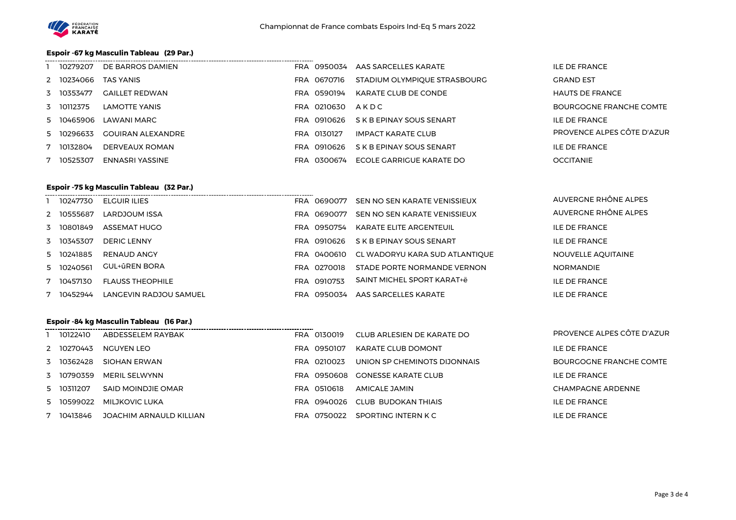#### Espoir -67 kg Masculin Tableau (29 Par.)

| | | | | | | |
|---|---|---|---|---|---|---|
| 1 | 10279207 | DE BARROS DAMIEN | FRA | 0950034 | AAS SARCELLES KARATE | ILE DE FRANCE |
| 2 | 10234066 | TAS YANIS | FRA | 0670716 | STADIUM OLYMPIQUE STRASBOURG | GRAND EST |
| 3 | 10353477 | GAILLET REDWAN | FRA | 0590194 | KARATE CLUB DE CONDE | HAUTS DE FRANCE |
| 3 | 10112375 | LAMOTTE YANIS | FRA | 0210630 | A K D C | BOURGOGNE FRANCHE COMTE |
| 5 | 10465906 | LAWANI MARC | FRA | 0910626 | S K B EPINAY SOUS SENART | ILE DE FRANCE |
| 5 | 10296633 | GOUIRAN ALEXANDRE | FRA | 0130127 | IMPACT KARATE CLUB | PROVENCE ALPES CÔTE D'AZUR |
| 7 | 10132804 | DERVEAUX ROMAN | FRA | 0910626 | S K B EPINAY SOUS SENART | ILE DE FRANCE |
| 7 | 10525307 | ENNASRI YASSINE | FRA | 0300674 | ECOLE GARRIGUE KARATE DO | OCCITANIE |

#### Espoir -75 kg Masculin Tableau (32 Par.)

| | | | | | | |
|---|---|---|---|---|---|---|
| 1 | 10247730 | ELGUIR ILIES | FRA | 0690077 | SEN NO SEN KARATE VENISSIEUX | AUVERGNE RHÔNE ALPES |
| 2 | 10555687 | LARDJOUM ISSA | FRA | 0690077 | SEN NO SEN KARATE VENISSIEUX | AUVERGNE RHÔNE ALPES |
| 3 | 10801849 | ASSEMAT HUGO | FRA | 0950754 | KARATE ELITE ARGENTEUIL | ILE DE FRANCE |
| 3 | 10345307 | DERIC LENNY | FRA | 0910626 | S K B EPINAY SOUS SENART | ILE DE FRANCE |
| 5 | 10241885 | RENAUD ANGY | FRA | 0400610 | CL WADORYU KARA SUD ATLANTIQUE | NOUVELLE AQUITAINE |
| 5 | 10240561 | GUL+ûREN BORA | FRA | 0270018 | STADE PORTE NORMANDE VERNON | NORMANDIE |
| 7 | 10457130 | FLAUSS THEOPHILE | FRA | 0910753 | SAINT MICHEL SPORT KARAT+ë | ILE DE FRANCE |
| 7 | 10452944 | LANGEVIN RADJOU SAMUEL | FRA | 0950034 | AAS SARCELLES KARATE | ILE DE FRANCE |

#### Espoir -84 kg Masculin Tableau (16 Par.)

| | | | | | | |
|---|---|---|---|---|---|---|
| 1 | 10122410 | ABDESSELEM RAYBAK | FRA | 0130019 | CLUB ARLESIEN DE KARATE DO | PROVENCE ALPES CÔTE D'AZUR |
| 2 | 10270443 | NGUYEN LEO | FRA | 0950107 | KARATE CLUB DOMONT | ILE DE FRANCE |
| 3 | 10362428 | SIOHAN ERWAN | FRA | 0210023 | UNION SP CHEMINOTS DIJONNAIS | BOURGOGNE FRANCHE COMTE |
| 3 | 10790359 | MERIL SELWYNN | FRA | 0950608 | GONESSE KARATE CLUB | ILE DE FRANCE |
| 5 | 10311207 | SAID MOINDJIE OMAR | FRA | 0510618 | AMICALE JAMIN | CHAMPAGNE ARDENNE |
| 5 | 10599022 | MILJKOVIC LUKA | FRA | 0940026 | CLUB BUDOKAN THIAIS | ILE DE FRANCE |
| 7 | 10413846 | JOACHIM ARNAULD KILLIAN | FRA | 0750022 | SPORTING INTERN K C | ILE DE FRANCE |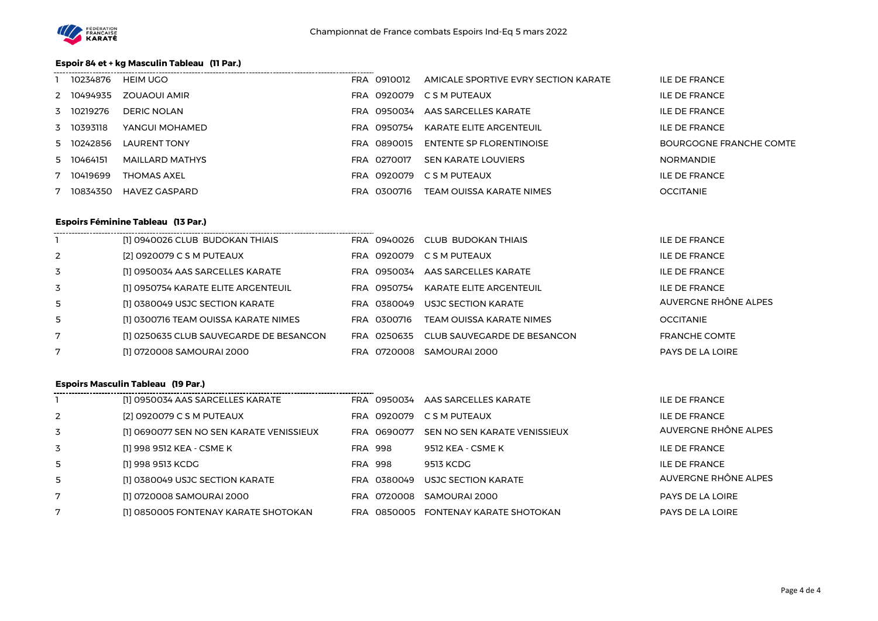Championnat de France combats Espoirs Ind-Eq 5 mars 2022

### Espoir 84 et + kg Masculin Tableau (11 Par.)

| | | | | | | |
|---|---|---|---|---|---|---|
| 1 | 10234876 | HEIM UGO | FRA | 0910012 | AMICALE SPORTIVE EVRY SECTION KARATE | ILE DE FRANCE |
| 2 | 10494935 | ZOUAOUI AMIR | FRA | 0920079 | C S M PUTEAUX | ILE DE FRANCE |
| 3 | 10219276 | DERIC NOLAN | FRA | 0950034 | AAS SARCELLES KARATE | ILE DE FRANCE |
| 3 | 10393118 | YANGUI MOHAMED | FRA | 0950754 | KARATE ELITE ARGENTEUIL | ILE DE FRANCE |
| 5 | 10242856 | LAURENT TONY | FRA | 0890015 | ENTENTE SP FLORENTINOISE | BOURGOGNE FRANCHE COMTE |
| 5 | 10464151 | MAILLARD MATHYS | FRA | 0270017 | SEN KARATE LOUVIERS | NORMANDIE |
| 7 | 10419699 | THOMAS AXEL | FRA | 0920079 | C S M PUTEAUX | ILE DE FRANCE |
| 7 | 10834350 | HAVEZ GASPARD | FRA | 0300716 | TEAM OUISSA KARATE NIMES | OCCITANIE |

### Espoirs Féminine Tableau (13 Par.)

| | | | | | |
|---|---|---|---|---|---|
| 1 | [1] 0940026 CLUB BUDOKAN THIAIS | FRA | 0940026 | CLUB BUDOKAN THIAIS | ILE DE FRANCE |
| 2 | [2] 0920079 C S M PUTEAUX | FRA | 0920079 | C S M PUTEAUX | ILE DE FRANCE |
| 3 | [1] 0950034 AAS SARCELLES KARATE | FRA | 0950034 | AAS SARCELLES KARATE | ILE DE FRANCE |
| 3 | [1] 0950754 KARATE ELITE ARGENTEUIL | FRA | 0950754 | KARATE ELITE ARGENTEUIL | ILE DE FRANCE |
| 5 | [1] 0380049 USJC SECTION KARATE | FRA | 0380049 | USJC SECTION KARATE | AUVERGNE RHÔNE ALPES |
| 5 | [1] 0300716 TEAM OUISSA KARATE NIMES | FRA | 0300716 | TEAM OUISSA KARATE NIMES | OCCITANIE |
| 7 | [1] 0250635 CLUB SAUVEGARDE DE BESANCON | FRA | 0250635 | CLUB SAUVEGARDE DE BESANCON | FRANCHE COMTE |
| 7 | [1] 0720008 SAMOURAI 2000 | FRA | 0720008 | SAMOURAI 2000 | PAYS DE LA LOIRE |

### Espoirs Masculin Tableau (19 Par.)

| | | | | | |
|---|---|---|---|---|---|
| 1 | [1] 0950034 AAS SARCELLES KARATE | FRA | 0950034 | AAS SARCELLES KARATE | ILE DE FRANCE |
| 2 | [2] 0920079 C S M PUTEAUX | FRA | 0920079 | C S M PUTEAUX | ILE DE FRANCE |
| 3 | [1] 0690077 SEN NO SEN KARATE VENISSIEUX | FRA | 0690077 | SEN NO SEN KARATE VENISSIEUX | AUVERGNE RHÔNE ALPES |
| 3 | [1] 998 9512 KEA - CSME K | FRA | 998 | 9512 KEA - CSME K | ILE DE FRANCE |
| 5 | [1] 998 9513 KCDG | FRA | 998 | 9513 KCDG | ILE DE FRANCE |
| 5 | [1] 0380049 USJC SECTION KARATE | FRA | 0380049 | USJC SECTION KARATE | AUVERGNE RHÔNE ALPES |
| 7 | [1] 0720008 SAMOURAI 2000 | FRA | 0720008 | SAMOURAI 2000 | PAYS DE LA LOIRE |
| 7 | [1] 0850005 FONTENAY KARATE SHOTOKAN | FRA | 0850005 | FONTENAY KARATE SHOTOKAN | PAYS DE LA LOIRE |